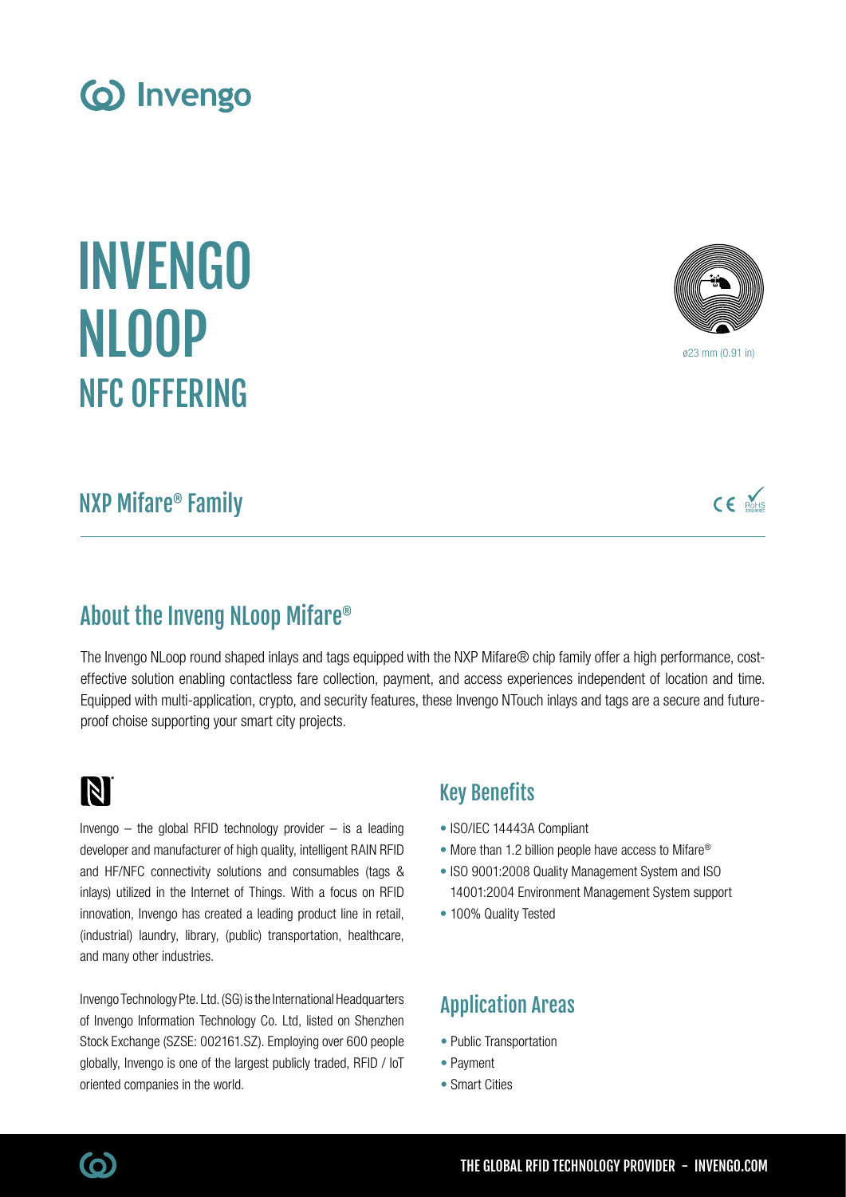# INVENGO NLOOP
## NFC OFFERING

ø23 mm (0.91 in)

## NXP Mifare® Family

## About the Inveng NLoop Mifare®

The Invengo NLoop round shaped inlays and tags equipped with the NXP Mifare® chip family offer a high performance, cost-effective solution enabling contactless fare collection, payment, and access experiences independent of location and time. Equipped with multi-application, crypto, and security features, these Invengo NTouch inlays and tags are a secure and future-proof choise supporting your smart city projects.

Invengo – the global RFID technology provider – is a leading developer and manufacturer of high quality, intelligent RAIN RFID and HF/NFC connectivity solutions and consumables (tags & inlays) utilized in the Internet of Things. With a focus on RFID innovation, Invengo has created a leading product line in retail, (industrial) laundry, library, (public) transportation, healthcare, and many other industries.

Invengo Technology Pte. Ltd. (SG) is the International Headquarters of Invengo Information Technology Co. Ltd, listed on Shenzhen Stock Exchange (SZSE: 002161.SZ). Employing over 600 people globally, Invengo is one of the largest publicly traded, RFID / IoT oriented companies in the world.

### Key Benefits

- ISO/IEC 14443A Compliant
- More than 1.2 billion people have access to Mifare®
- ISO 9001:2008 Quality Management System and ISO 14001:2004 Environment Management System support
- 100% Quality Tested

### Application Areas

- Public Transportation
- Payment
- Smart Cities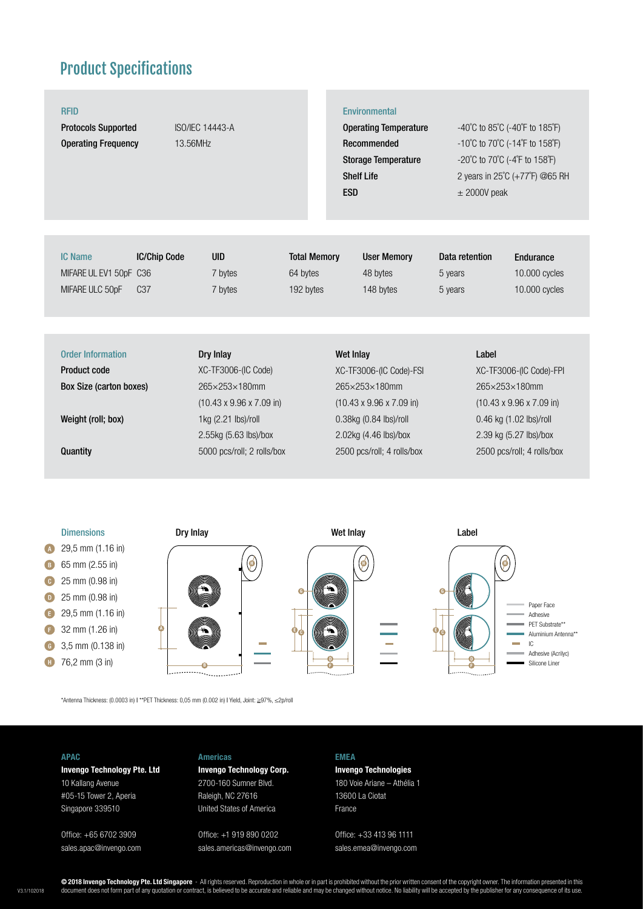## Product Specifications

### RFID

| | |
|---|---|
| **Protocols Supported** | ISO/IEC 14443-A |
| **Operating Frequency** | 13.56MHz |

### Environmental

| | |
|---|---|
| **Operating Temperature** | -40˚C to 85˚C (-40˚F to 185˚F) |
| **Recommended** | -10˚C to 70˚C (-14˚F to 158˚F) |
| **Storage Temperature** | -20˚C to 70˚C (-4˚F to 158˚F) |
| **Shelf Life** | 2 years in 25˚C (+77˚F) @65 RH |
| **ESD** | ± 2000V peak |

| IC Name | IC/Chip Code | UID | Total Memory | User Memory | Data retention | Endurance |
|---|---|---|---|---|---|---|
| MIFARE UL EV1 50pF | C36 | 7 bytes | 64 bytes | 48 bytes | 5 years | 10.000 cycles |
| MIFARE ULC 50pF | C37 | 7 bytes | 192 bytes | 148 bytes | 5 years | 10.000 cycles |

| Order Information | Dry Inlay | Wet Inlay | Label |
|---|---|---|---|
| **Product code** | XC-TF3006-(IC Code) | XC-TF3006-(IC Code)-FSI | XC-TF3006-(IC Code)-FPI |
| **Box Size (carton boxes)** | 265×253×180mm (10.43 x 9.96 x 7.09 in) | 265×253×180mm (10.43 x 9.96 x 7.09 in) | 265×253×180mm (10.43 x 9.96 x 7.09 in) |
| **Weight (roll; box)** | 1kg (2.21 lbs)/roll 2.55kg (5.63 lbs)/box | 0.38kg (0.84 lbs)/roll 2.02kg (4.46 lbs)/box | 0.46 kg (1.02 lbs)/roll 2.39 kg (5.27 lbs)/box |
| **Quantity** | 5000 pcs/roll; 2 rolls/box | 2500 pcs/roll; 4 rolls/box | 2500 pcs/roll; 4 rolls/box |

### Dimensions

- A 29,5 mm (1.16 in)
- B 65 mm (2.55 in)
- C 25 mm (0.98 in)
- D 25 mm (0.98 in)
- E 29,5 mm (1.16 in)
- F 32 mm (1.26 in)
- G 3,5 mm (0.138 in)
- H 76,2 mm (3 in)

Dry Inlay

Wet Inlay

Label

Paper Face
Adhesive
PET Substrate**
Aluminium Antenna**
IC
Adhesive (Acrilyc)
Silicone Liner

*Antenna Thickness: (0.0003 in) I **PET Thickness: 0,05 mm (0.002 in) I Yield, Joint: ≧97%, ≤2p/roll

**APAC**
**Invengo Technology Pte. Ltd**
10 Kallang Avenue
#05-15 Tower 2, Aperia
Singapore 339510

Office: +65 6702 3909
sales.apac@invengo.com

**Americas**
**Invengo Technology Corp.**
2700-160 Sumner Blvd.
Raleigh, NC 27616
United States of America

Office: +1 919 890 0202
sales.americas@invengo.com

**EMEA**
**Invengo Technologies**
180 Voie Ariane – Athélia 1
13600 La Ciotat
France

Office: +33 413 96 1111
sales.emea@invengo.com

**© 2018 Invengo Technology Pte. Ltd Singapore** - All rights reserved. Reproduction in whole or in part is prohibited without the prior written consent of the copyright owner. The information presented in this document does not form part of any quotation or contract, is believed to be accurate and reliable and may be changed without notice. No liability will be accepted by the publisher for any consequence of its use.

V3.1/102018